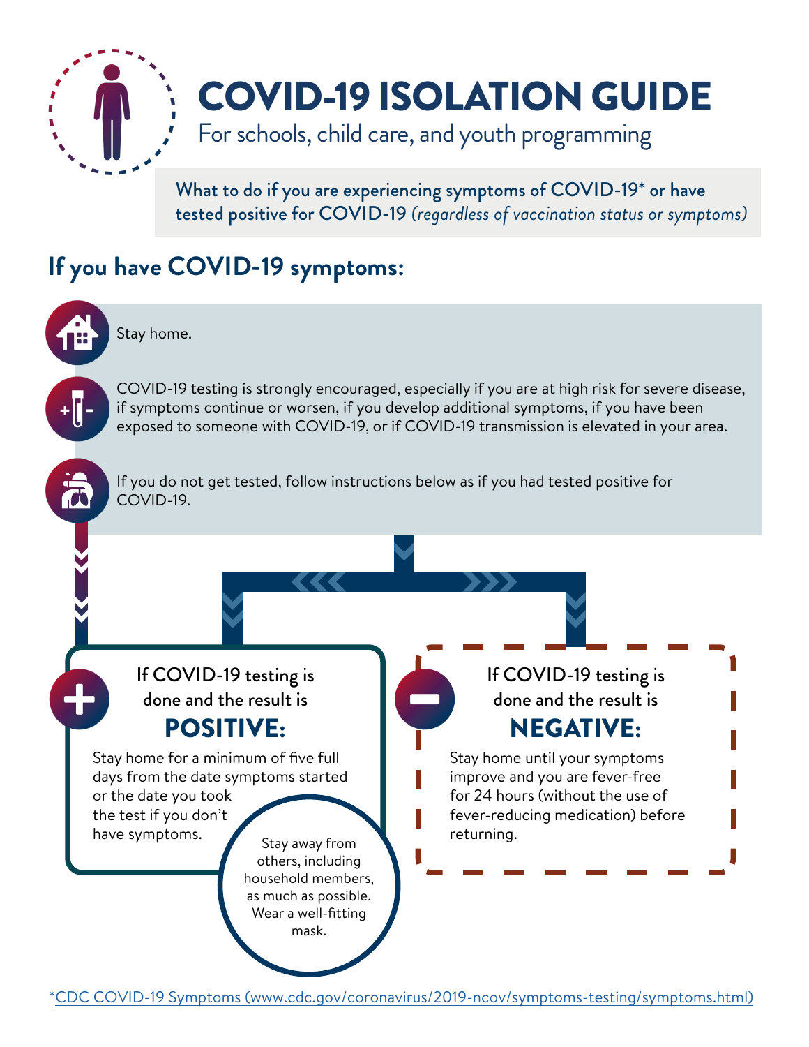# COVID-19 ISOLATION GUIDE

For schools, child care, and youth programming

**What to do if you are experiencing symptoms of COVID-19* or have tested positive for COVID-19** *(regardless of vaccination status or symptoms)*

## If you have COVID-19 symptoms:

Stay home.

COVID-19 testing is strongly encouraged, especially if you are at high risk for severe disease, if symptoms continue or worsen, if you develop additional symptoms, if you have been exposed to someone with COVID-19, or if COVID-19 transmission is elevated in your area.

If you do not get tested, follow instructions below as if you had tested positive for COVID-19.

### If COVID-19 testing is done and the result is POSITIVE:

Stay home for a minimum of five full days from the date symptoms started or the date you took the test if you don't have symptoms.

Stay away from others, including household members, as much as possible. Wear a well-fitting mask.

### If COVID-19 testing is done and the result is NEGATIVE:

Stay home until your symptoms improve and you are fever-free for 24 hours (without the use of fever-reducing medication) before returning.

*CDC COVID-19 Symptoms (www.cdc.gov/coronavirus/2019-ncov/symptoms-testing/symptoms.html)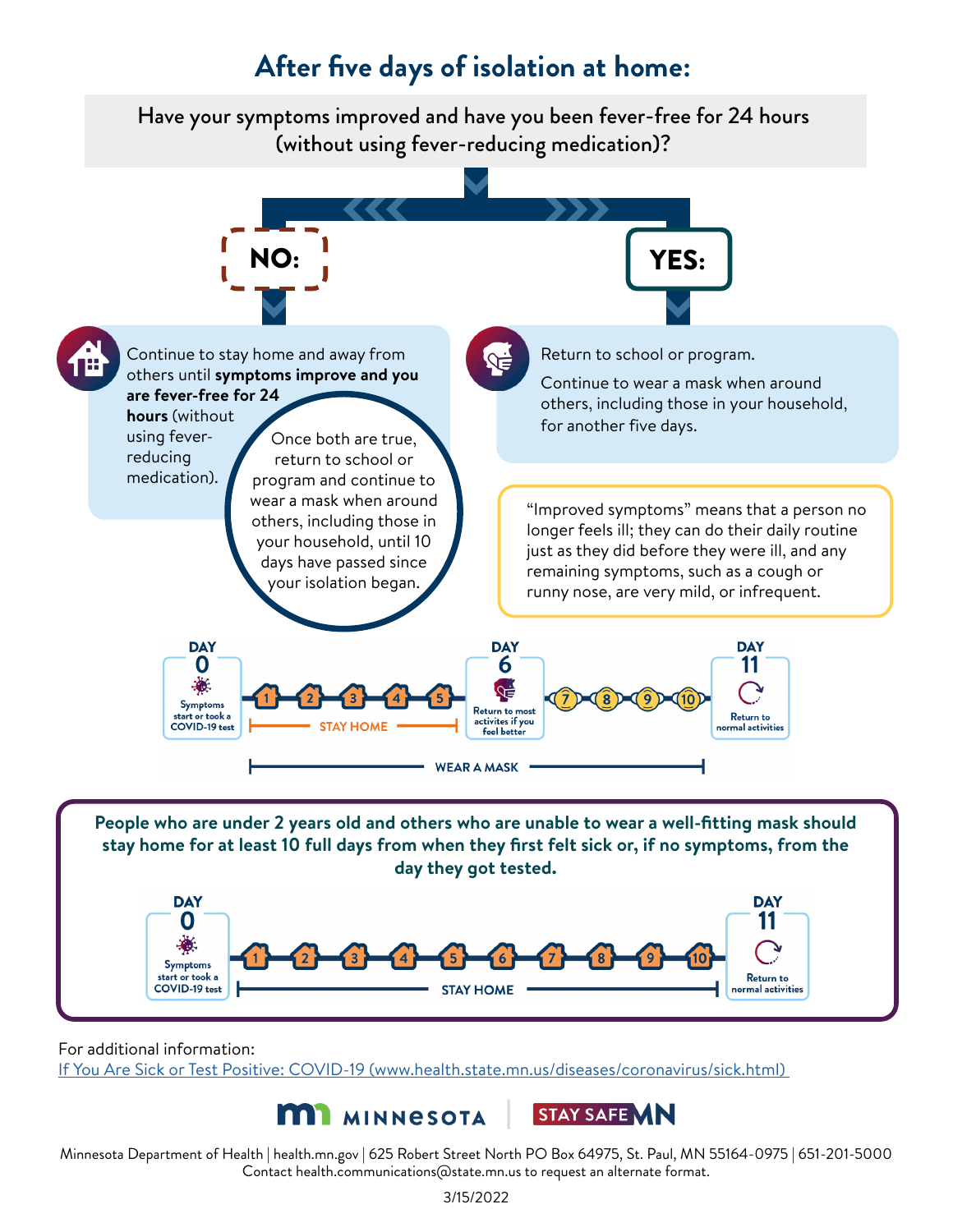# After five days of isolation at home:

**Have your symptoms improved and have you been fever-free for 24 hours (without using fever-reducing medication)?**

## NO:

Continue to stay home and away from others until **symptoms improve and you are fever-free for 24 hours** (without using fever-reducing medication).

Once both are true, return to school or program and continue to wear a mask when around others, including those in your household, until 10 days have passed since your isolation began.

## YES:

Return to school or program.

Continue to wear a mask when around others, including those in your household, for another five days.

"Improved symptoms" means that a person no longer feels ill; they can do their daily routine just as they did before they were ill, and any remaining symptoms, such as a cough or runny nose, are very mild, or infrequent.

DAY 0 — Symptoms start or took a COVID-19 test

1 2 3 4 5 — STAY HOME

DAY 6 — Return to most activities if you feel better

7 8 9 10

DAY 11 — Return to normal activities

WEAR A MASK

**People who are under 2 years old and others who are unable to wear a well-fitting mask should stay home for at least 10 full days from when they first felt sick or, if no symptoms, from the day they got tested.**

DAY 0 — Symptoms start or took a COVID-19 test

1 2 3 4 5 6 7 8 9 10 — STAY HOME

DAY 11 — Return to normal activities

For additional information:
[If You Are Sick or Test Positive: COVID-19 (www.health.state.mn.us/diseases/coronavirus/sick.html)](www.health.state.mn.us/diseases/coronavirus/sick.html)

MINNESOTA | STAY SAFE MN

Minnesota Department of Health | health.mn.gov | 625 Robert Street North PO Box 64975, St. Paul, MN 55164-0975 | 651-201-5000
Contact health.communications@state.mn.us to request an alternate format.

3/15/2022